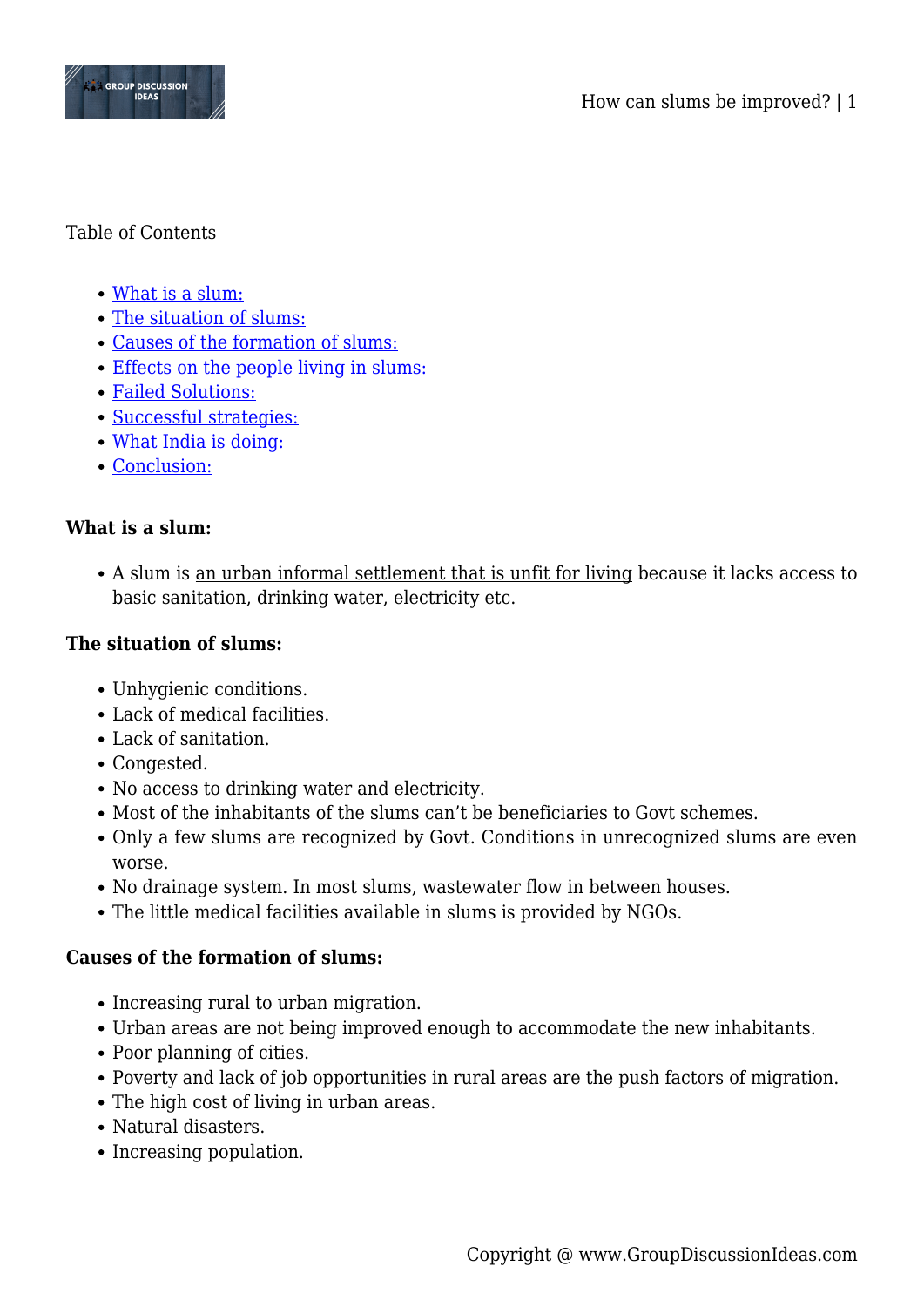Table of Contents

- What is a slum:
- The situation of slums:
- Causes of the formation of slums:
- Effects on the people living in slums:
- Failed Solutions:
- Successful strategies:
- What India is doing:
- Conclusion:

**What is a slum:**

- A slum is an urban informal settlement that is unfit for living because it lacks access to basic sanitation, drinking water, electricity etc.

**The situation of slums:**

- Unhygienic conditions.
- Lack of medical facilities.
- Lack of sanitation.
- Congested.
- No access to drinking water and electricity.
- Most of the inhabitants of the slums can't be beneficiaries to Govt schemes.
- Only a few slums are recognized by Govt. Conditions in unrecognized slums are even worse.
- No drainage system. In most slums, wastewater flow in between houses.
- The little medical facilities available in slums is provided by NGOs.

**Causes of the formation of slums:**

- Increasing rural to urban migration.
- Urban areas are not being improved enough to accommodate the new inhabitants.
- Poor planning of cities.
- Poverty and lack of job opportunities in rural areas are the push factors of migration.
- The high cost of living in urban areas.
- Natural disasters.
- Increasing population.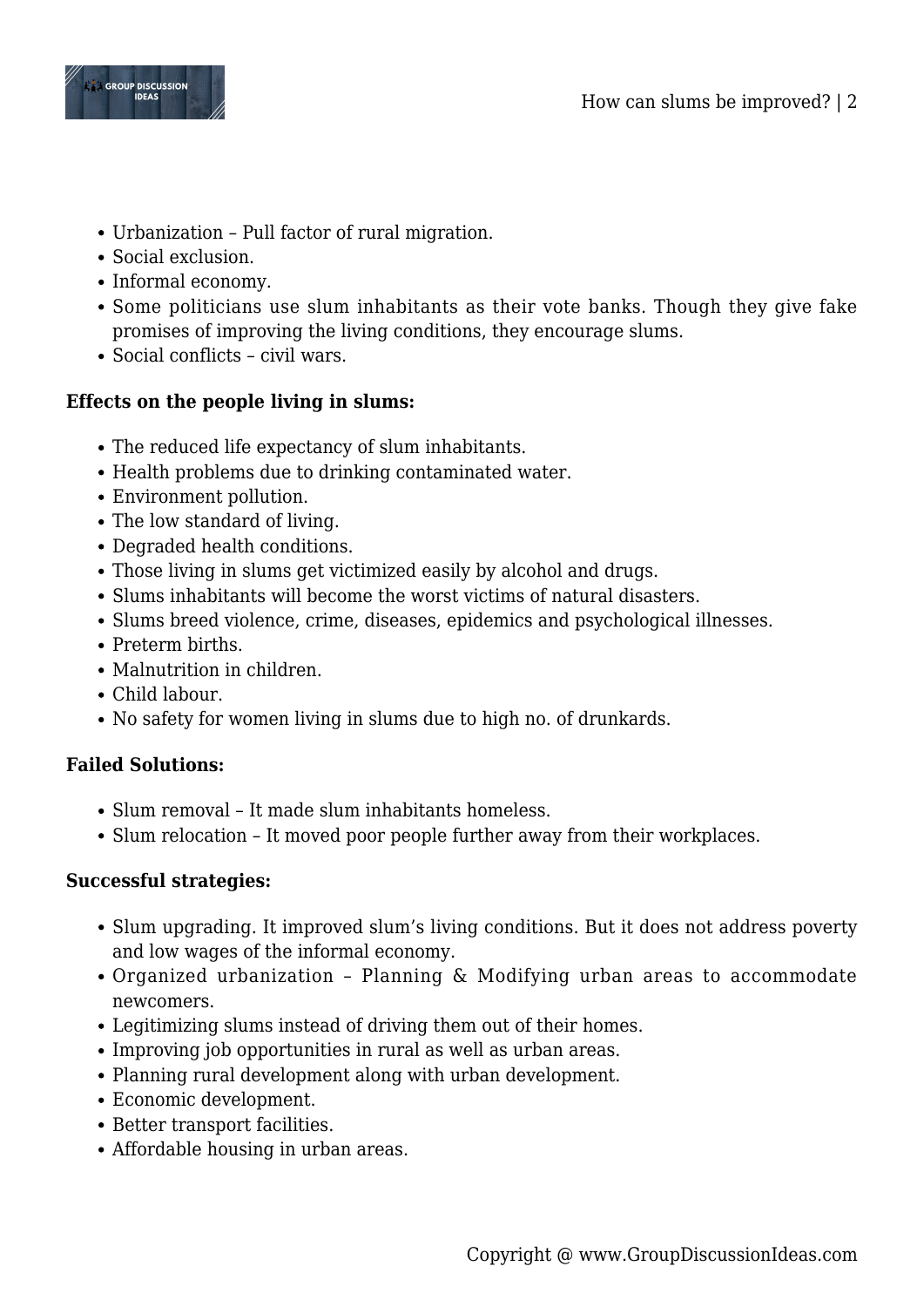- Urbanization – Pull factor of rural migration.
- Social exclusion.
- Informal economy.
- Some politicians use slum inhabitants as their vote banks. Though they give fake promises of improving the living conditions, they encourage slums.
- Social conflicts – civil wars.

**Effects on the people living in slums:**

- The reduced life expectancy of slum inhabitants.
- Health problems due to drinking contaminated water.
- Environment pollution.
- The low standard of living.
- Degraded health conditions.
- Those living in slums get victimized easily by alcohol and drugs.
- Slums inhabitants will become the worst victims of natural disasters.
- Slums breed violence, crime, diseases, epidemics and psychological illnesses.
- Preterm births.
- Malnutrition in children.
- Child labour.
- No safety for women living in slums due to high no. of drunkards.

**Failed Solutions:**

- Slum removal – It made slum inhabitants homeless.
- Slum relocation – It moved poor people further away from their workplaces.

**Successful strategies:**

- Slum upgrading. It improved slum's living conditions. But it does not address poverty and low wages of the informal economy.
- Organized urbanization – Planning & Modifying urban areas to accommodate newcomers.
- Legitimizing slums instead of driving them out of their homes.
- Improving job opportunities in rural as well as urban areas.
- Planning rural development along with urban development.
- Economic development.
- Better transport facilities.
- Affordable housing in urban areas.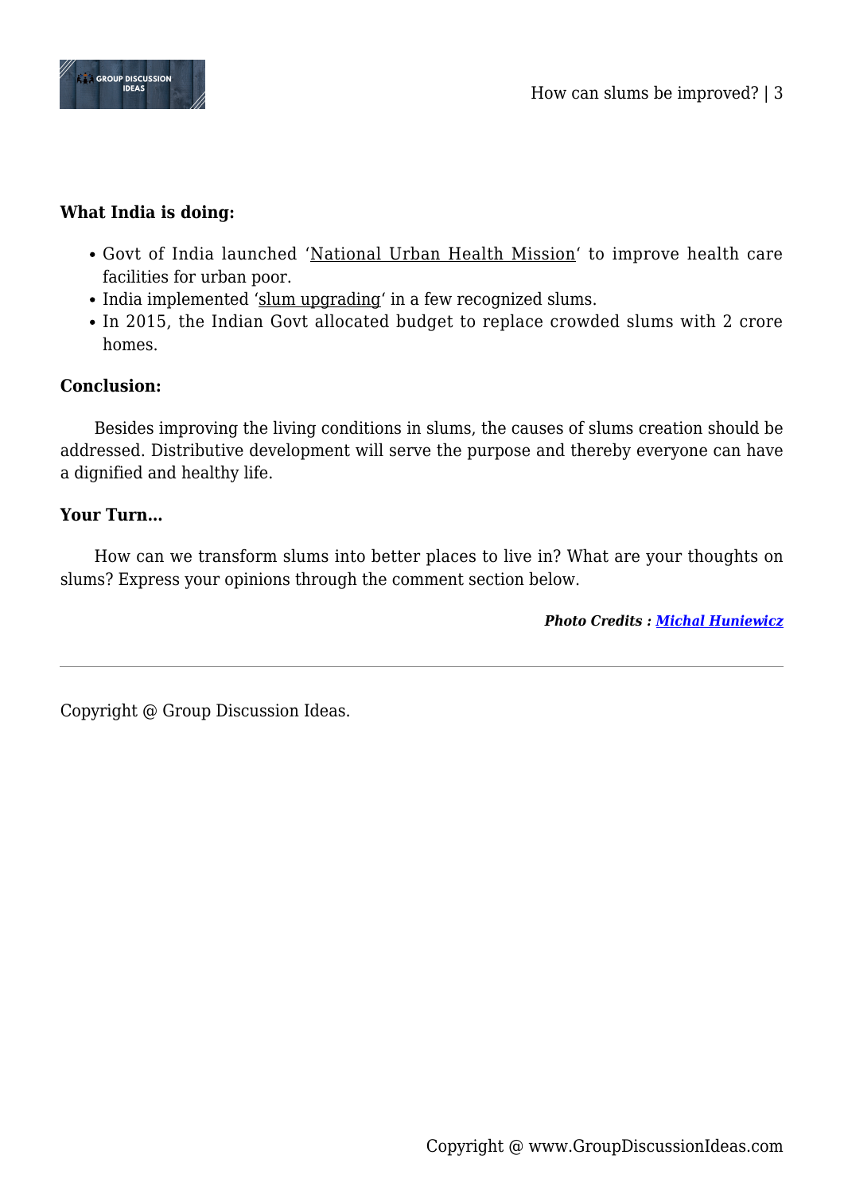**What India is doing:**

- Govt of India launched 'National Urban Health Mission' to improve health care facilities for urban poor.
- India implemented 'slum upgrading' in a few recognized slums.
- In 2015, the Indian Govt allocated budget to replace crowded slums with 2 crore homes.

**Conclusion:**

Besides improving the living conditions in slums, the causes of slums creation should be addressed. Distributive development will serve the purpose and thereby everyone can have a dignified and healthy life.

**Your Turn…**

How can we transform slums into better places to live in? What are your thoughts on slums? Express your opinions through the comment section below.

***Photo Credits : Michal Huniewicz***

---

Copyright @ Group Discussion Ideas.